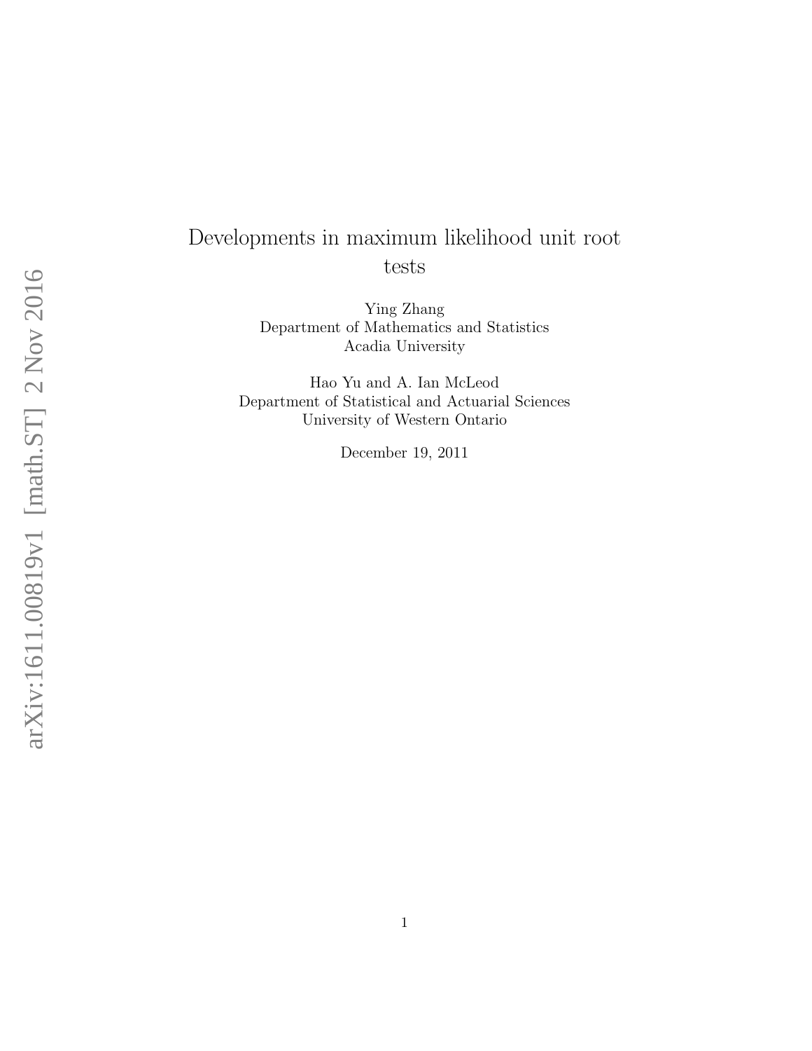# Developments in maximum likelihood unit root tests

Ying Zhang
Department of Mathematics and Statistics
Acadia University

Hao Yu and A. Ian McLeod
Department of Statistical and Actuarial Sciences
University of Western Ontario

December 19, 2011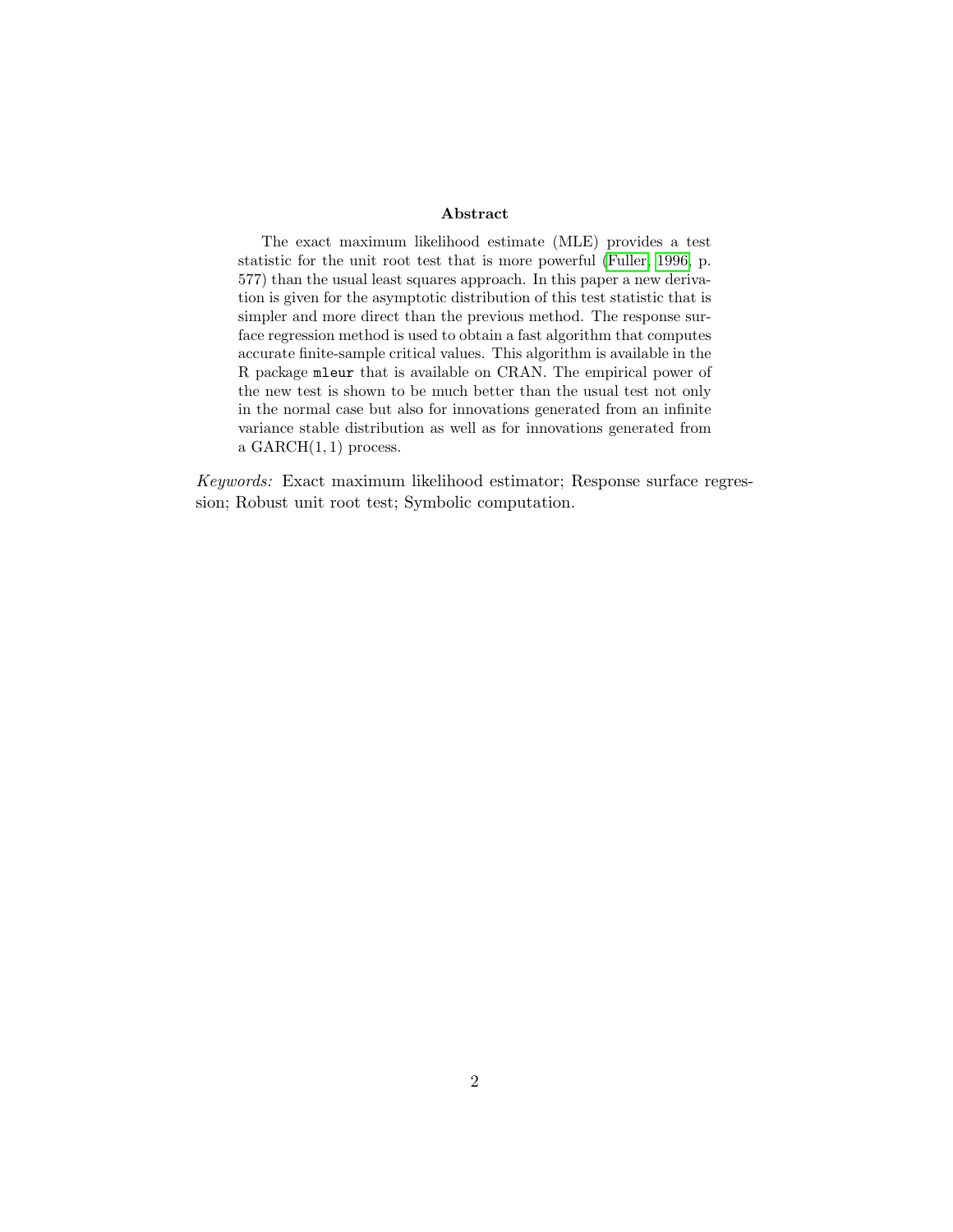**Abstract**

The exact maximum likelihood estimate (MLE) provides a test statistic for the unit root test that is more powerful (Fuller, 1996, p. 577) than the usual least squares approach. In this paper a new derivation is given for the asymptotic distribution of this test statistic that is simpler and more direct than the previous method. The response surface regression method is used to obtain a fast algorithm that computes accurate finite-sample critical values. This algorithm is available in the R package `mleur` that is available on CRAN. The empirical power of the new test is shown to be much better than the usual test not only in the normal case but also for innovations generated from an infinite variance stable distribution as well as for innovations generated from a GARCH$(1, 1)$ process.

*Keywords:* Exact maximum likelihood estimator; Response surface regression; Robust unit root test; Symbolic computation.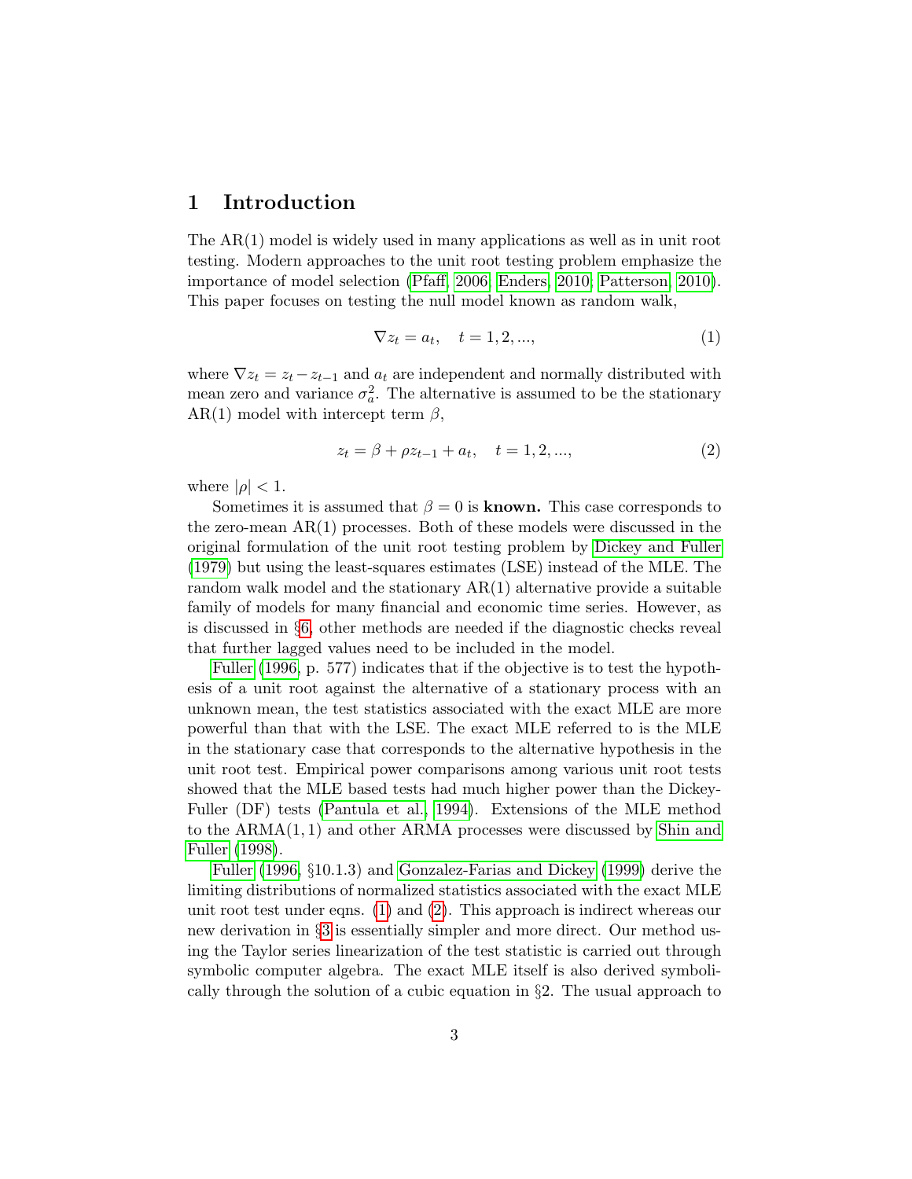# 1 Introduction

The AR(1) model is widely used in many applications as well as in unit root testing. Modern approaches to the unit root testing problem emphasize the importance of model selection (Pfaff, 2006; Enders, 2010; Patterson, 2010). This paper focuses on testing the null model known as random walk,

$$\nabla z_t = a_t, \quad t = 1, 2, ..., \tag{1}$$

where $\nabla z_t = z_t - z_{t-1}$ and $a_t$ are independent and normally distributed with mean zero and variance $\sigma_a^2$. The alternative is assumed to be the stationary AR(1) model with intercept term $\beta$,

$$z_t = \beta + \rho z_{t-1} + a_t, \quad t = 1, 2, ..., \tag{2}$$

where $|\rho| < 1$.

Sometimes it is assumed that $\beta = 0$ is **known.** This case corresponds to the zero-mean AR(1) processes. Both of these models were discussed in the original formulation of the unit root testing problem by Dickey and Fuller (1979) but using the least-squares estimates (LSE) instead of the MLE. The random walk model and the stationary AR(1) alternative provide a suitable family of models for many financial and economic time series. However, as is discussed in §6, other methods are needed if the diagnostic checks reveal that further lagged values need to be included in the model.

Fuller (1996, p. 577) indicates that if the objective is to test the hypothesis of a unit root against the alternative of a stationary process with an unknown mean, the test statistics associated with the exact MLE are more powerful than that with the LSE. The exact MLE referred to is the MLE in the stationary case that corresponds to the alternative hypothesis in the unit root test. Empirical power comparisons among various unit root tests showed that the MLE based tests had much higher power than the Dickey-Fuller (DF) tests (Pantula et al., 1994). Extensions of the MLE method to the ARMA(1, 1) and other ARMA processes were discussed by Shin and Fuller (1998).

Fuller (1996, §10.1.3) and Gonzalez-Farias and Dickey (1999) derive the limiting distributions of normalized statistics associated with the exact MLE unit root test under eqns. (1) and (2). This approach is indirect whereas our new derivation in §3 is essentially simpler and more direct. Our method using the Taylor series linearization of the test statistic is carried out through symbolic computer algebra. The exact MLE itself is also derived symbolically through the solution of a cubic equation in §2. The usual approach to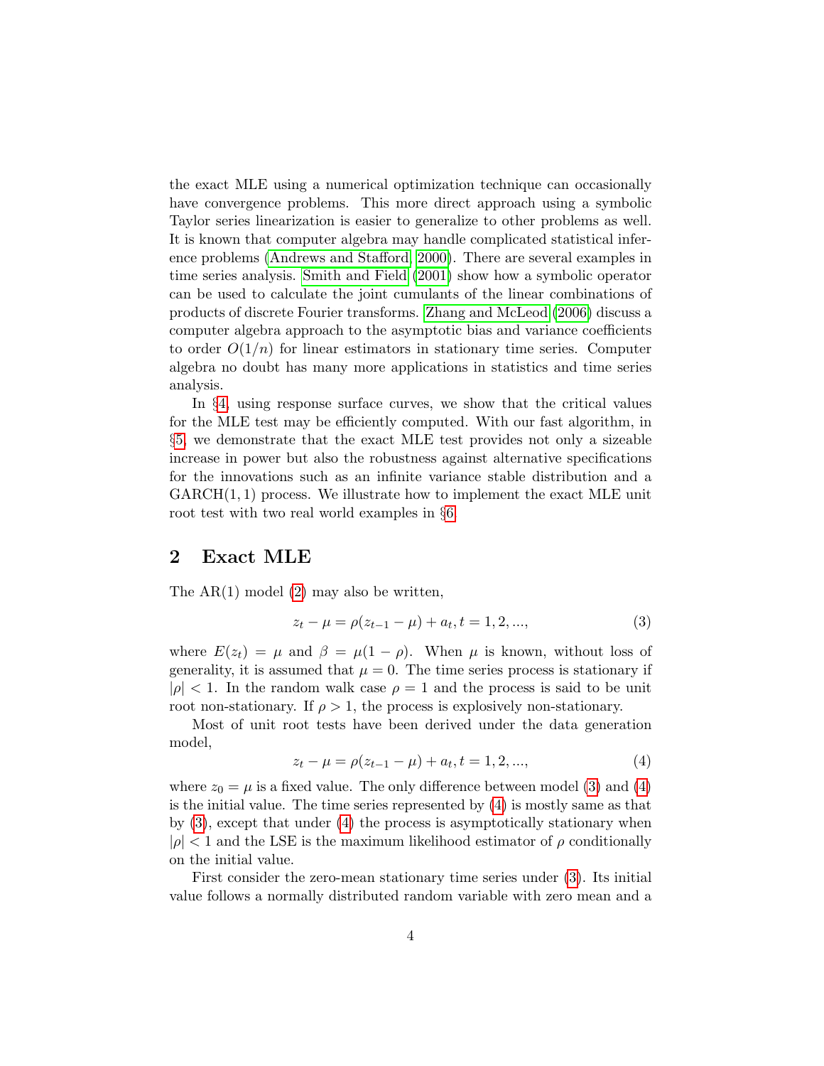the exact MLE using a numerical optimization technique can occasionally have convergence problems. This more direct approach using a symbolic Taylor series linearization is easier to generalize to other problems as well. It is known that computer algebra may handle complicated statistical inference problems (Andrews and Stafford, 2000). There are several examples in time series analysis. Smith and Field (2001) show how a symbolic operator can be used to calculate the joint cumulants of the linear combinations of products of discrete Fourier transforms. Zhang and McLeod (2006) discuss a computer algebra approach to the asymptotic bias and variance coefficients to order $O(1/n)$ for linear estimators in stationary time series. Computer algebra no doubt has many more applications in statistics and time series analysis.

In §4, using response surface curves, we show that the critical values for the MLE test may be efficiently computed. With our fast algorithm, in §5 we demonstrate that the exact MLE test provides not only a sizeable increase in power but also the robustness against alternative specifications for the innovations such as an infinite variance stable distribution and a GARCH(1, 1) process. We illustrate how to implement the exact MLE unit root test with two real world examples in §6.

## 2 Exact MLE

The AR(1) model (2) may also be written,

$$z_t - \mu = \rho(z_{t-1} - \mu) + a_t, t = 1, 2, ..., \tag{3}$$

where $E(z_t) = \mu$ and $\beta = \mu(1 - \rho)$. When $\mu$ is known, without loss of generality, it is assumed that $\mu = 0$. The time series process is stationary if $|\rho| < 1$. In the random walk case $\rho = 1$ and the process is said to be unit root non-stationary. If $\rho > 1$, the process is explosively non-stationary.

Most of unit root tests have been derived under the data generation model,

$$z_t - \mu = \rho(z_{t-1} - \mu) + a_t, t = 1, 2, ..., \tag{4}$$

where $z_0 = \mu$ is a fixed value. The only difference between model (3) and (4) is the initial value. The time series represented by (4) is mostly same as that by (3), except that under (4) the process is asymptotically stationary when $|\rho| < 1$ and the LSE is the maximum likelihood estimator of $\rho$ conditionally on the initial value.

First consider the zero-mean stationary time series under (3). Its initial value follows a normally distributed random variable with zero mean and a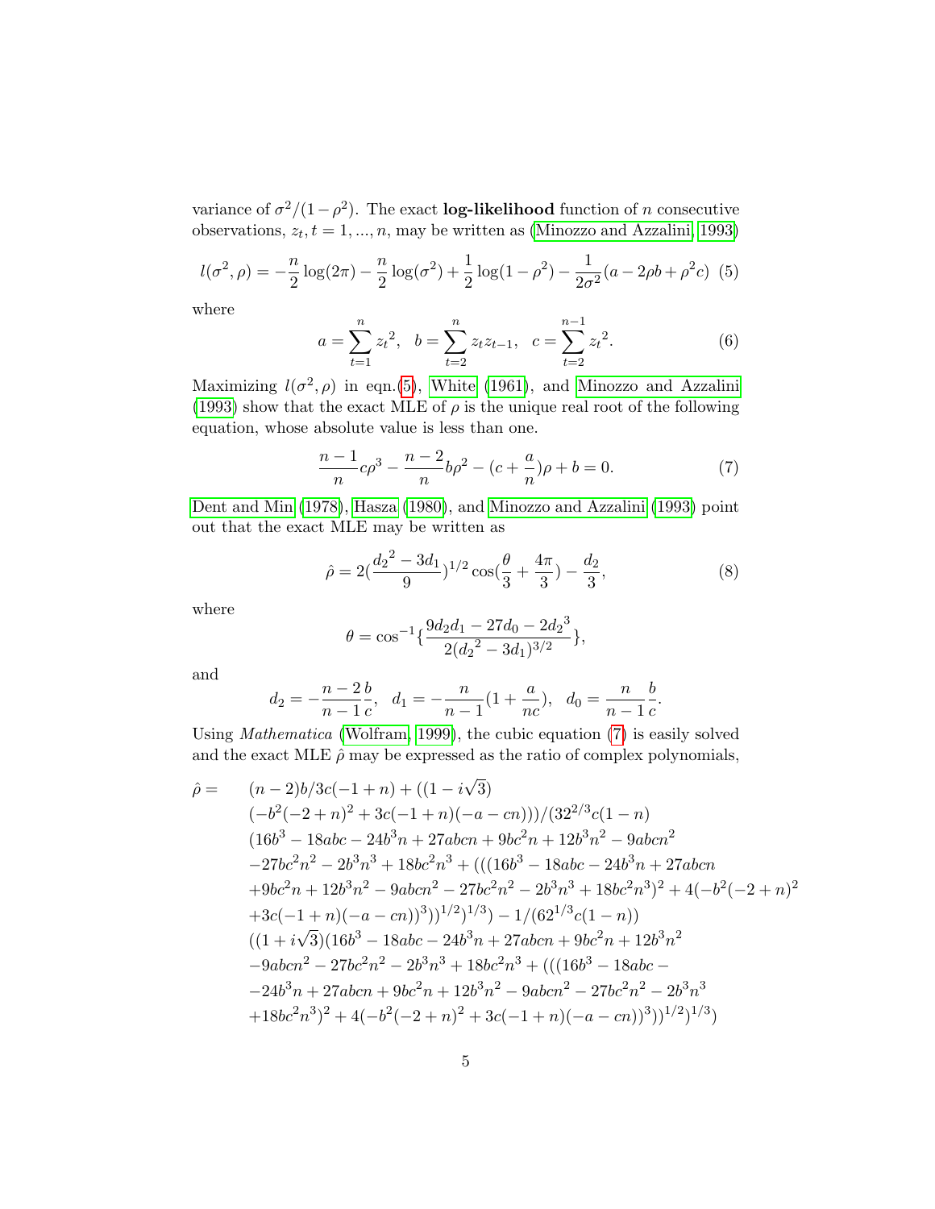variance of $\sigma^2/(1-\rho^2)$. The exact **log-likelihood** function of $n$ consecutive observations, $z_t, t = 1, ..., n$, may be written as (Minozzo and Azzalini, 1993)

$$l(\sigma^2, \rho) = -\frac{n}{2}\log(2\pi) - \frac{n}{2}\log(\sigma^2) + \frac{1}{2}\log(1-\rho^2) - \frac{1}{2\sigma^2}(a - 2\rho b + \rho^2 c) \quad (5)$$

where

$$a = \sum_{t=1}^{n} {z_t}^2, \quad b = \sum_{t=2}^{n} z_t z_{t-1}, \quad c = \sum_{t=2}^{n-1} {z_t}^2. \quad (6)$$

Maximizing $l(\sigma^2, \rho)$ in eqn.(5), White (1961), and Minozzo and Azzalini (1993) show that the exact MLE of $\rho$ is the unique real root of the following equation, whose absolute value is less than one.

$$\frac{n-1}{n}c\rho^3 - \frac{n-2}{n}b\rho^2 - (c + \frac{a}{n})\rho + b = 0. \quad (7)$$

Dent and Min (1978), Hasza (1980), and Minozzo and Azzalini (1993) point out that the exact MLE may be written as

$$\hat{\rho} = 2(\frac{{d_2}^2 - 3d_1}{9})^{1/2}\cos(\frac{\theta}{3} + \frac{4\pi}{3}) - \frac{d_2}{3}, \quad (8)$$

where

$$\theta = \cos^{-1}\{\frac{9d_2d_1 - 27d_0 - 2{d_2}^3}{2({d_2}^2 - 3d_1)^{3/2}}\},$$

and

$$d_2 = -\frac{n-2}{n-1}\frac{b}{c}, \quad d_1 = -\frac{n}{n-1}(1 + \frac{a}{nc}), \quad d_0 = \frac{n}{n-1}\frac{b}{c}.$$

Using *Mathematica* (Wolfram, 1999), the cubic equation (7) is easily solved and the exact MLE $\hat{\rho}$ may be expressed as the ratio of complex polynomials,

$$\begin{aligned}
\hat{\rho} = \quad & (n-2)b/3c(-1+n) + ((1-i\sqrt{3}) \\
& (-b^2(-2+n)^2 + 3c(-1+n)(-a-cn)))/(32^{2/3}c(1-n) \\
& (16b^3 - 18abc - 24b^3n + 27abcn + 9bc^2n + 12b^3n^2 - 9abcn^2 \\
& -27bc^2n^2 - 2b^3n^3 + 18bc^2n^3 + (((16b^3 - 18abc - 24b^3n + 27abcn \\
& +9bc^2n + 12b^3n^2 - 9abcn^2 - 27bc^2n^2 - 2b^3n^3 + 18bc^2n^3)^2 + 4(-b^2(-2+n)^2 \\
& +3c(-1+n)(-a-cn))^3))^{1/2})^{1/3}) - 1/(62^{1/3}c(1-n)) \\
& ((1+i\sqrt{3})(16b^3 - 18abc - 24b^3n + 27abcn + 9bc^2n + 12b^3n^2 \\
& -9abcn^2 - 27bc^2n^2 - 2b^3n^3 + 18bc^2n^3 + (((16b^3 - 18abc - \\
& -24b^3n + 27abcn + 9bc^2n + 12b^3n^2 - 9abcn^2 - 27bc^2n^2 - 2b^3n^3 \\
& +18bc^2n^3)^2 + 4(-b^2(-2+n)^2 + 3c(-1+n)(-a-cn))^3))^{1/2})^{1/3})
\end{aligned}$$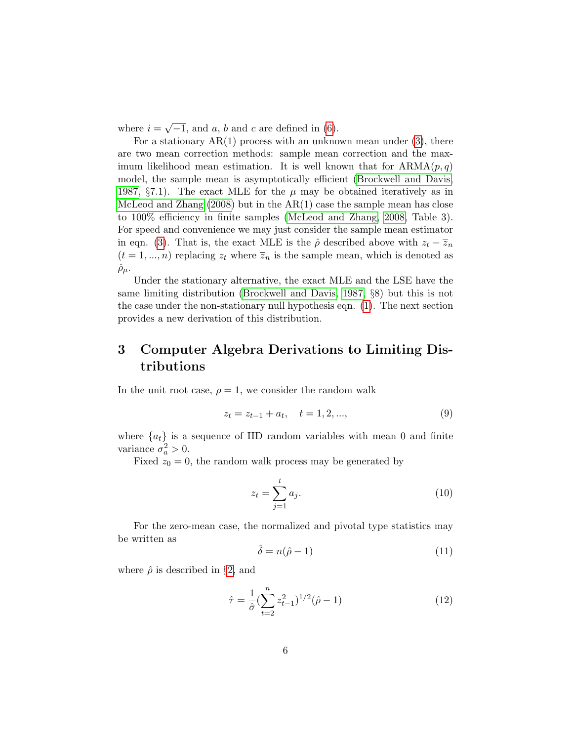where $i = \sqrt{-1}$, and $a$, $b$ and $c$ are defined in (6).

For a stationary AR(1) process with an unknown mean under (3), there are two mean correction methods: sample mean correction and the maximum likelihood mean estimation. It is well known that for ARMA$(p, q)$ model, the sample mean is asymptotically efficient (Brockwell and Davis, 1987, §7.1). The exact MLE for the $\mu$ may be obtained iteratively as in McLeod and Zhang (2008) but in the AR(1) case the sample mean has close to 100% efficiency in finite samples (McLeod and Zhang, 2008, Table 3). For speed and convenience we may just consider the sample mean estimator in eqn. (3). That is, the exact MLE is the $\hat{\rho}$ described above with $z_t - \overline{z}_n$ $(t = 1, ..., n)$ replacing $z_t$ where $\overline{z}_n$ is the sample mean, which is denoted as $\hat{\rho}_\mu$.

Under the stationary alternative, the exact MLE and the LSE have the same limiting distribution (Brockwell and Davis, 1987, §8) but this is not the case under the non-stationary null hypothesis eqn. (1). The next section provides a new derivation of this distribution.

# 3 Computer Algebra Derivations to Limiting Distributions

In the unit root case, $\rho = 1$, we consider the random walk

$$z_t = z_{t-1} + a_t, \quad t = 1, 2, ..., \tag{9}$$

where $\{a_t\}$ is a sequence of IID random variables with mean 0 and finite variance $\sigma_a^2 > 0$.

Fixed $z_0 = 0$, the random walk process may be generated by

$$z_t = \sum_{j=1}^{t} a_j. \tag{10}$$

For the zero-mean case, the normalized and pivotal type statistics may be written as

$$\hat{\delta} = n(\hat{\rho} - 1) \tag{11}$$

where $\hat{\rho}$ is described in §2, and

$$\hat{\tau} = \frac{1}{\hat{\sigma}} (\sum_{t=2}^{n} z_{t-1}^2)^{1/2} (\hat{\rho} - 1) \tag{12}$$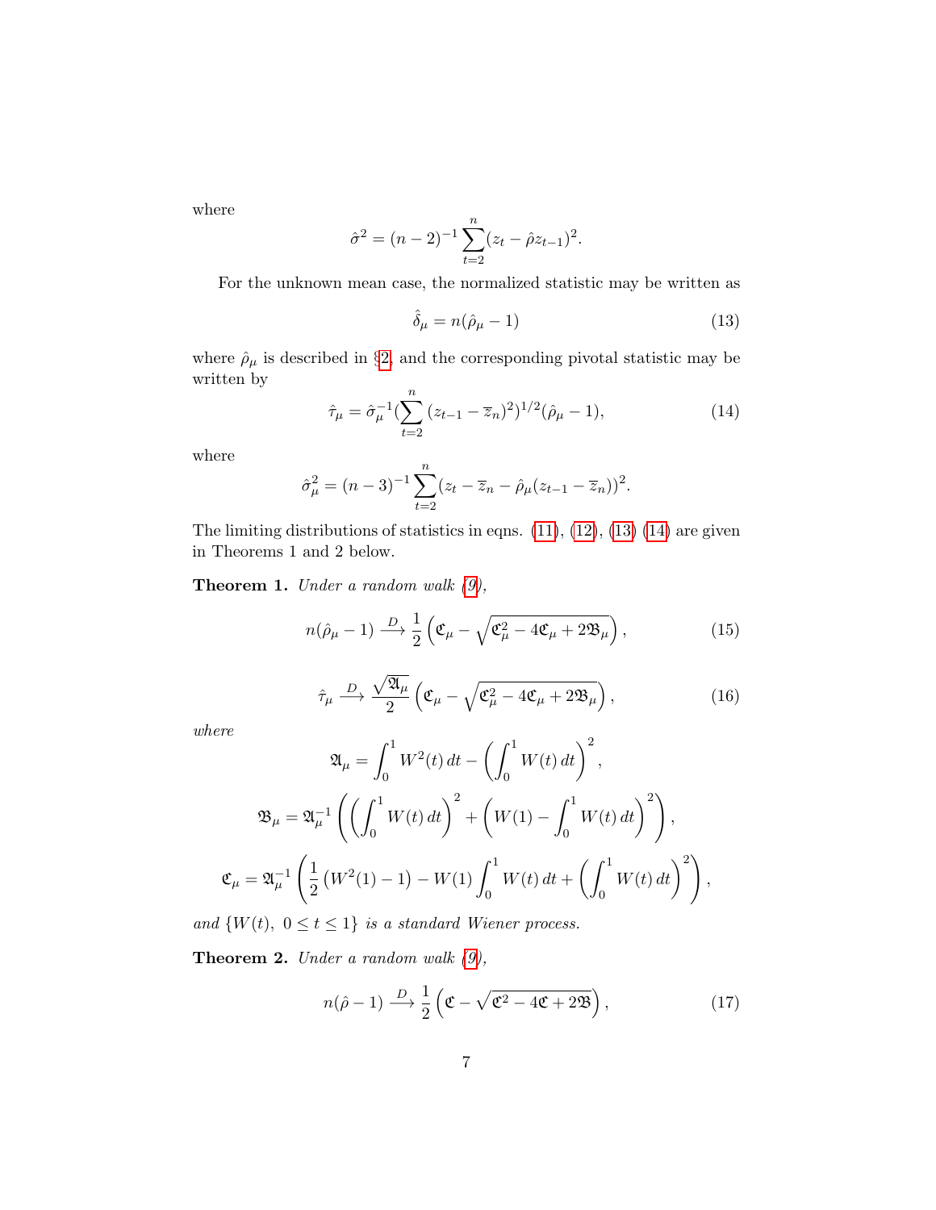where

$$\hat{\sigma}^2 = (n-2)^{-1} \sum_{t=2}^{n} (z_t - \hat{\rho} z_{t-1})^2.$$

For the unknown mean case, the normalized statistic may be written as

$$\hat{\delta}_\mu = n(\hat{\rho}_\mu - 1) \tag{13}$$

where $\hat{\rho}_\mu$ is described in §2, and the corresponding pivotal statistic may be written by

$$\hat{\tau}_\mu = \hat{\sigma}_\mu^{-1} (\sum_{t=2}^{n} (z_{t-1} - \overline{z}_n)^2)^{1/2} (\hat{\rho}_\mu - 1), \tag{14}$$

where

$$\hat{\sigma}_\mu^2 = (n-3)^{-1} \sum_{t=2}^{n} (z_t - \overline{z}_n - \hat{\rho}_\mu (z_{t-1} - \overline{z}_n))^2.$$

The limiting distributions of statistics in eqns. (11), (12), (13) (14) are given in Theorems 1 and 2 below.

**Theorem 1.** *Under a random walk (9),*

$$n(\hat{\rho}_\mu - 1) \xrightarrow{D} \frac{1}{2} \left( \mathfrak{C}_\mu - \sqrt{\mathfrak{C}_\mu^2 - 4\mathfrak{C}_\mu + 2\mathfrak{B}_\mu} \right), \tag{15}$$

$$\hat{\tau}_\mu \xrightarrow{D} \frac{\sqrt{\mathfrak{A}_\mu}}{2} \left( \mathfrak{C}_\mu - \sqrt{\mathfrak{C}_\mu^2 - 4\mathfrak{C}_\mu + 2\mathfrak{B}_\mu} \right), \tag{16}$$

*where*

$$\mathfrak{A}_\mu = \int_0^1 W^2(t)\, dt - \left( \int_0^1 W(t)\, dt \right)^2,$$

$$\mathfrak{B}_\mu = \mathfrak{A}_\mu^{-1} \left( \left( \int_0^1 W(t)\, dt \right)^2 + \left( W(1) - \int_0^1 W(t)\, dt \right)^2 \right),$$

$$\mathfrak{C}_\mu = \mathfrak{A}_\mu^{-1} \left( \frac{1}{2} \left( W^2(1) - 1 \right) - W(1) \int_0^1 W(t)\, dt + \left( \int_0^1 W(t)\, dt \right)^2 \right),$$

*and $\{W(t),\ 0 \le t \le 1\}$ is a standard Wiener process.*

**Theorem 2.** *Under a random walk (9),*

$$n(\hat{\rho} - 1) \xrightarrow{D} \frac{1}{2} \left( \mathfrak{C} - \sqrt{\mathfrak{C}^2 - 4\mathfrak{C} + 2\mathfrak{B}} \right), \tag{17}$$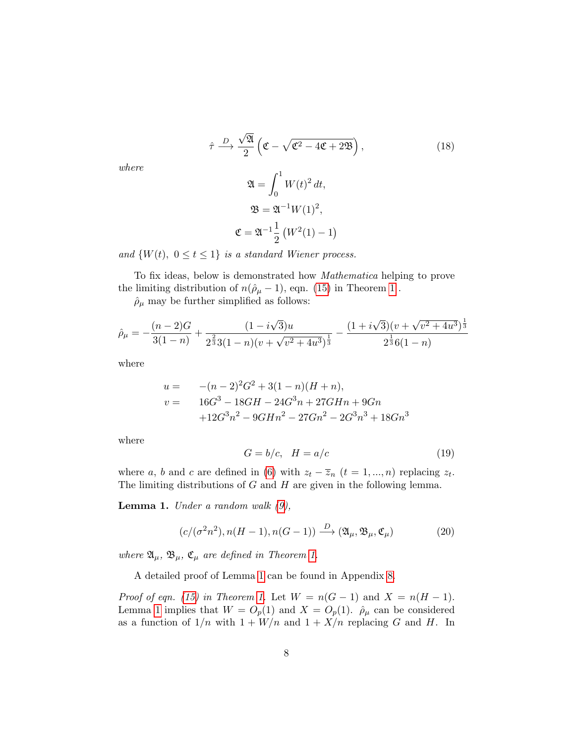$$\hat{\tau} \xrightarrow{D} \frac{\sqrt{\mathfrak{A}}}{2}\left(\mathfrak{C} - \sqrt{\mathfrak{C}^2 - 4\mathfrak{C} + 2\mathfrak{B}}\right), \tag{18}$$

*where*

$$\mathfrak{A} = \int_0^1 W(t)^2\, dt,$$

$$\mathfrak{B} = \mathfrak{A}^{-1} W(1)^2,$$

$$\mathfrak{C} = \mathfrak{A}^{-1}\frac{1}{2}\left(W^2(1) - 1\right)$$

*and* $\{W(t),\ 0 \leq t \leq 1\}$ *is a standard Wiener process.*

To fix ideas, below is demonstrated how *Mathematica* helping to prove the limiting distribution of $n(\hat{\rho}_\mu - 1)$, eqn. (15) in Theorem 1.

$\hat{\rho}_\mu$ may be further simplified as follows:

$$\hat{\rho}_\mu = -\frac{(n-2)G}{3(1-n)} + \frac{(1-i\sqrt{3})u}{2^{\frac{2}{3}}3(1-n)(v+\sqrt{v^2+4u^3})^{\frac{1}{3}}} - \frac{(1+i\sqrt{3})(v+\sqrt{v^2+4u^3})^{\frac{1}{3}}}{2^{\frac{1}{3}}6(1-n)}$$

where

$$\begin{aligned} u = &\quad -(n-2)^2G^2 + 3(1-n)(H+n), \\ v = &\quad 16G^3 - 18GH - 24G^3n + 27GHn + 9Gn \\ &\quad +12G^3n^2 - 9GHn^2 - 27Gn^2 - 2G^3n^3 + 18Gn^3 \end{aligned}$$

where

$$G = b/c, \quad H = a/c \tag{19}$$

where $a$, $b$ and $c$ are defined in (6) with $z_t - \bar{z}_n$ $(t = 1, ..., n)$ replacing $z_t$. The limiting distributions of $G$ and $H$ are given in the following lemma.

**Lemma 1.** *Under a random walk (9),*

$$(c/(\sigma^2 n^2), n(H-1), n(G-1)) \xrightarrow{D} (\mathfrak{A}_\mu, \mathfrak{B}_\mu, \mathfrak{C}_\mu) \tag{20}$$

*where* $\mathfrak{A}_\mu$, $\mathfrak{B}_\mu$, $\mathfrak{C}_\mu$ *are defined in Theorem 1.*

A detailed proof of Lemma 1 can be found in Appendix 8.

*Proof of eqn. (15) in Theorem 1.* Let $W = n(G-1)$ and $X = n(H-1)$. Lemma 1 implies that $W = O_p(1)$ and $X = O_p(1)$. $\hat{\rho}_\mu$ can be considered as a function of $1/n$ with $1 + W/n$ and $1 + X/n$ replacing $G$ and $H$. In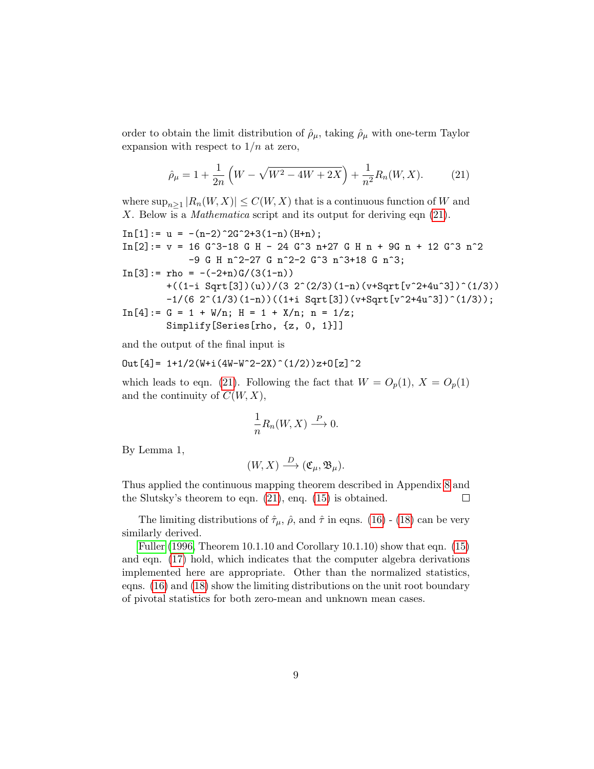order to obtain the limit distribution of $\hat{\rho}_\mu$, taking $\hat{\rho}_\mu$ with one-term Taylor expansion with respect to $1/n$ at zero,

$$\hat{\rho}_\mu = 1 + \frac{1}{2n}\left(W - \sqrt{W^2 - 4W + 2X}\right) + \frac{1}{n^2}R_n(W, X). \tag{21}$$

where $\sup_{n\geq 1}|R_n(W,X)| \leq C(W,X)$ that is a continuous function of $W$ and $X$. Below is a *Mathematica* script and its output for deriving eqn (21).

```
In[1]:= u = -(n-2)^2G^2+3(1-n)(H+n);
In[2]:= v = 16 G^3-18 G H - 24 G^3 n+27 G H n + 9G n + 12 G^3 n^2
          -9 G H n^2-27 G n^2-2 G^3 n^3+18 G n^3;
In[3]:= rho = -(-2+n)G/(3(1-n))
        +((1-i Sqrt[3])(u))/(3 2^(2/3)(1-n)(v+Sqrt[v^2+4u^3])^(1/3))
        -1/(6 2^(1/3)(1-n))((1+i Sqrt[3])(v+Sqrt[v^2+4u^3])^(1/3));
In[4]:= G = 1 + W/n; H = 1 + X/n; n = 1/z;
        Simplify[Series[rho, {z, 0, 1}]]
```

and the output of the final input is

```
Out[4]= 1+1/2(W+i(4W-W^2-2X)^(1/2))z+O[z]^2
```

which leads to eqn. (21). Following the fact that $W = O_p(1)$, $X = O_p(1)$ and the continuity of $C(W, X)$,

$$\frac{1}{n}R_n(W,X) \xrightarrow{P} 0.$$

By Lemma 1,

$$(W, X) \xrightarrow{D} (\mathfrak{C}_\mu, \mathfrak{B}_\mu).$$

Thus applied the continuous mapping theorem described in Appendix 8 and the Slutsky's theorem to eqn. (21), enq. (15) is obtained. □

The limiting distributions of $\hat{\tau}_\mu$, $\hat{\rho}$, and $\hat{\tau}$ in eqns. (16) - (18) can be very similarly derived.

Fuller (1996, Theorem 10.1.10 and Corollary 10.1.10) show that eqn. (15) and eqn. (17) hold, which indicates that the computer algebra derivations implemented here are appropriate. Other than the normalized statistics, eqns. (16) and (18) show the limiting distributions on the unit root boundary of pivotal statistics for both zero-mean and unknown mean cases.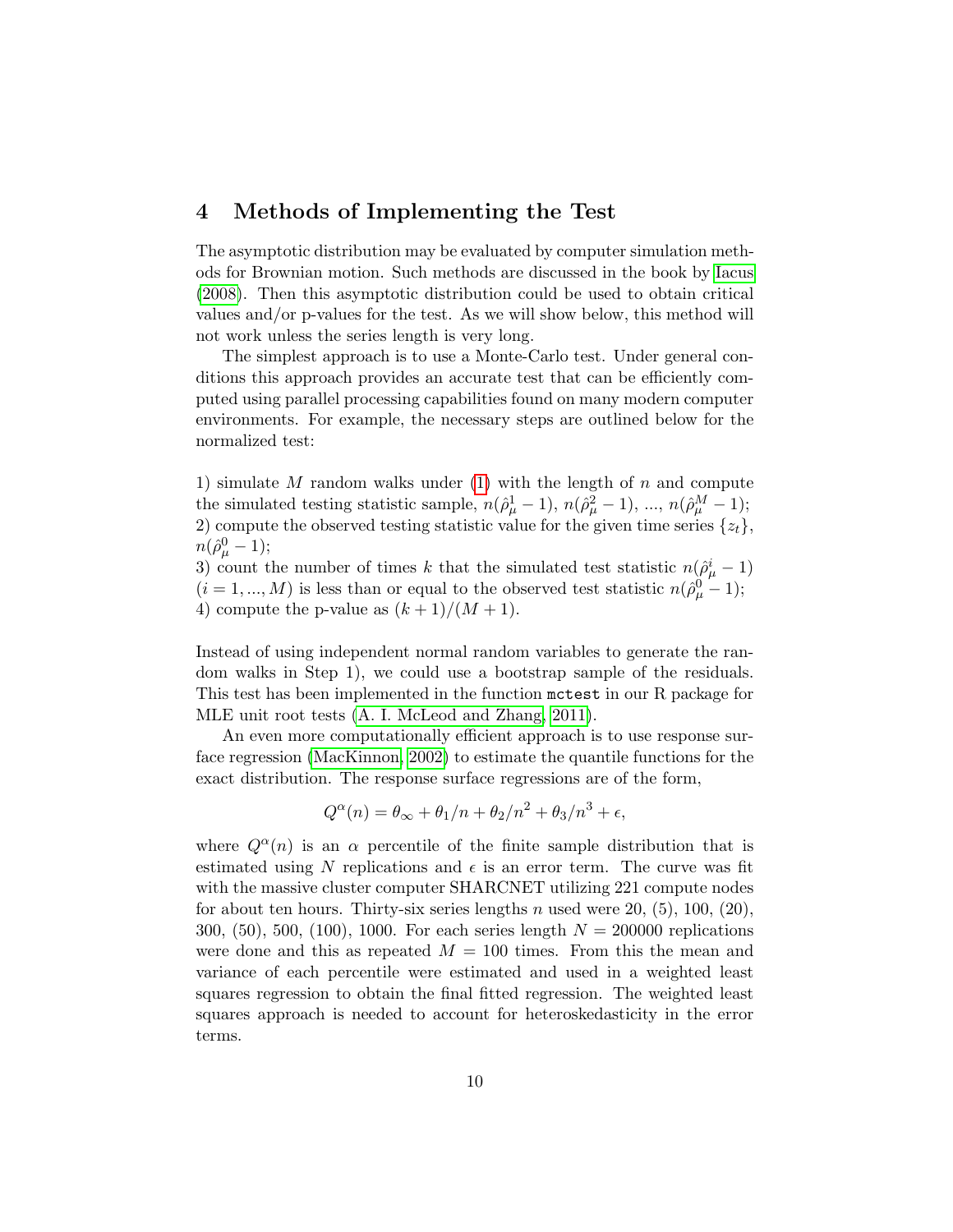## 4 Methods of Implementing the Test

The asymptotic distribution may be evaluated by computer simulation methods for Brownian motion. Such methods are discussed in the book by Iacus (2008). Then this asymptotic distribution could be used to obtain critical values and/or p-values for the test. As we will show below, this method will not work unless the series length is very long.

The simplest approach is to use a Monte-Carlo test. Under general conditions this approach provides an accurate test that can be efficiently computed using parallel processing capabilities found on many modern computer environments. For example, the necessary steps are outlined below for the normalized test:

1) simulate $M$ random walks under (1) with the length of $n$ and compute the simulated testing statistic sample, $n(\hat{\rho}_{\mu}^{1} - 1)$, $n(\hat{\rho}_{\mu}^{2} - 1)$, ..., $n(\hat{\rho}_{\mu}^{M} - 1)$;
2) compute the observed testing statistic value for the given time series $\{z_t\}$, $n(\hat{\rho}_{\mu}^{0} - 1)$;
3) count the number of times $k$ that the simulated test statistic $n(\hat{\rho}_{\mu}^{i} - 1)$ $(i = 1, ..., M)$ is less than or equal to the observed test statistic $n(\hat{\rho}_{\mu}^{0} - 1)$;
4) compute the p-value as $(k + 1)/(M + 1)$.

Instead of using independent normal random variables to generate the random walks in Step 1), we could use a bootstrap sample of the residuals. This test has been implemented in the function `mctest` in our R package for MLE unit root tests (A. I. McLeod and Zhang, 2011).

An even more computationally efficient approach is to use response surface regression (MacKinnon, 2002) to estimate the quantile functions for the exact distribution. The response surface regressions are of the form,

$$Q^{\alpha}(n) = \theta_{\infty} + \theta_1/n + \theta_2/n^2 + \theta_3/n^3 + \epsilon,$$

where $Q^{\alpha}(n)$ is an $\alpha$ percentile of the finite sample distribution that is estimated using $N$ replications and $\epsilon$ is an error term. The curve was fit with the massive cluster computer SHARCNET utilizing 221 compute nodes for about ten hours. Thirty-six series lengths $n$ used were 20, (5), 100, (20), 300, (50), 500, (100), 1000. For each series length $N = 200000$ replications were done and this as repeated $M = 100$ times. From this the mean and variance of each percentile were estimated and used in a weighted least squares regression to obtain the final fitted regression. The weighted least squares approach is needed to account for heteroskedasticity in the error terms.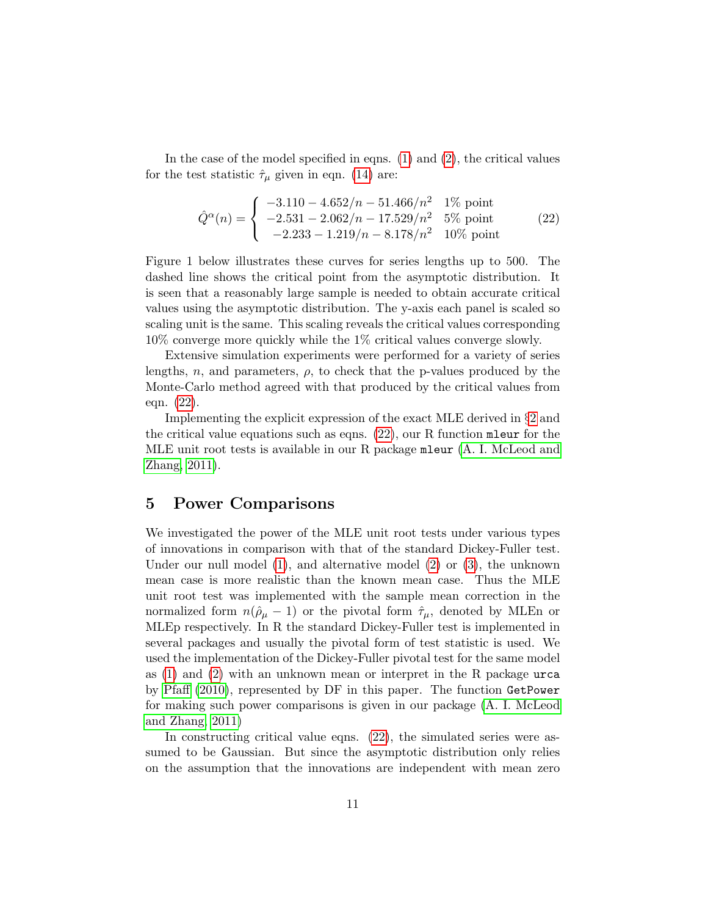In the case of the model specified in eqns. (1) and (2), the critical values for the test statistic $\hat{\tau}_\mu$ given in eqn. (14) are:

$$
\hat{Q}^{\alpha}(n) = \begin{cases} -3.110 - 4.652/n - 51.466/n^2 & 1\% \text{ point} \\ -2.531 - 2.062/n - 17.529/n^2 & 5\% \text{ point} \\ -2.233 - 1.219/n - 8.178/n^2 & 10\% \text{ point} \end{cases} \tag{22}
$$

Figure 1 below illustrates these curves for series lengths up to 500. The dashed line shows the critical point from the asymptotic distribution. It is seen that a reasonably large sample is needed to obtain accurate critical values using the asymptotic distribution. The y-axis each panel is scaled so scaling unit is the same. This scaling reveals the critical values corresponding 10% converge more quickly while the 1% critical values converge slowly.

Extensive simulation experiments were performed for a variety of series lengths, $n$, and parameters, $\rho$, to check that the p-values produced by the Monte-Carlo method agreed with that produced by the critical values from eqn. (22).

Implementing the explicit expression of the exact MLE derived in §2 and the critical value equations such as eqns. (22), our R function `mleur` for the MLE unit root tests is available in our R package `mleur` (A. I. McLeod and Zhang, 2011).

## 5 Power Comparisons

We investigated the power of the MLE unit root tests under various types of innovations in comparison with that of the standard Dickey-Fuller test. Under our null model (1), and alternative model (2) or (3), the unknown mean case is more realistic than the known mean case. Thus the MLE unit root test was implemented with the sample mean correction in the normalized form $n(\hat{\rho}_\mu - 1)$ or the pivotal form $\hat{\tau}_\mu$, denoted by MLEn or MLEp respectively. In R the standard Dickey-Fuller test is implemented in several packages and usually the pivotal form of test statistic is used. We used the implementation of the Dickey-Fuller pivotal test for the same model as (1) and (2) with an unknown mean or interpret in the R package `urca` by Pfaff (2010), represented by DF in this paper. The function `GetPower` for making such power comparisons is given in our package (A. I. McLeod and Zhang, 2011)

In constructing critical value eqns. (22), the simulated series were assumed to be Gaussian. But since the asymptotic distribution only relies on the assumption that the innovations are independent with mean zero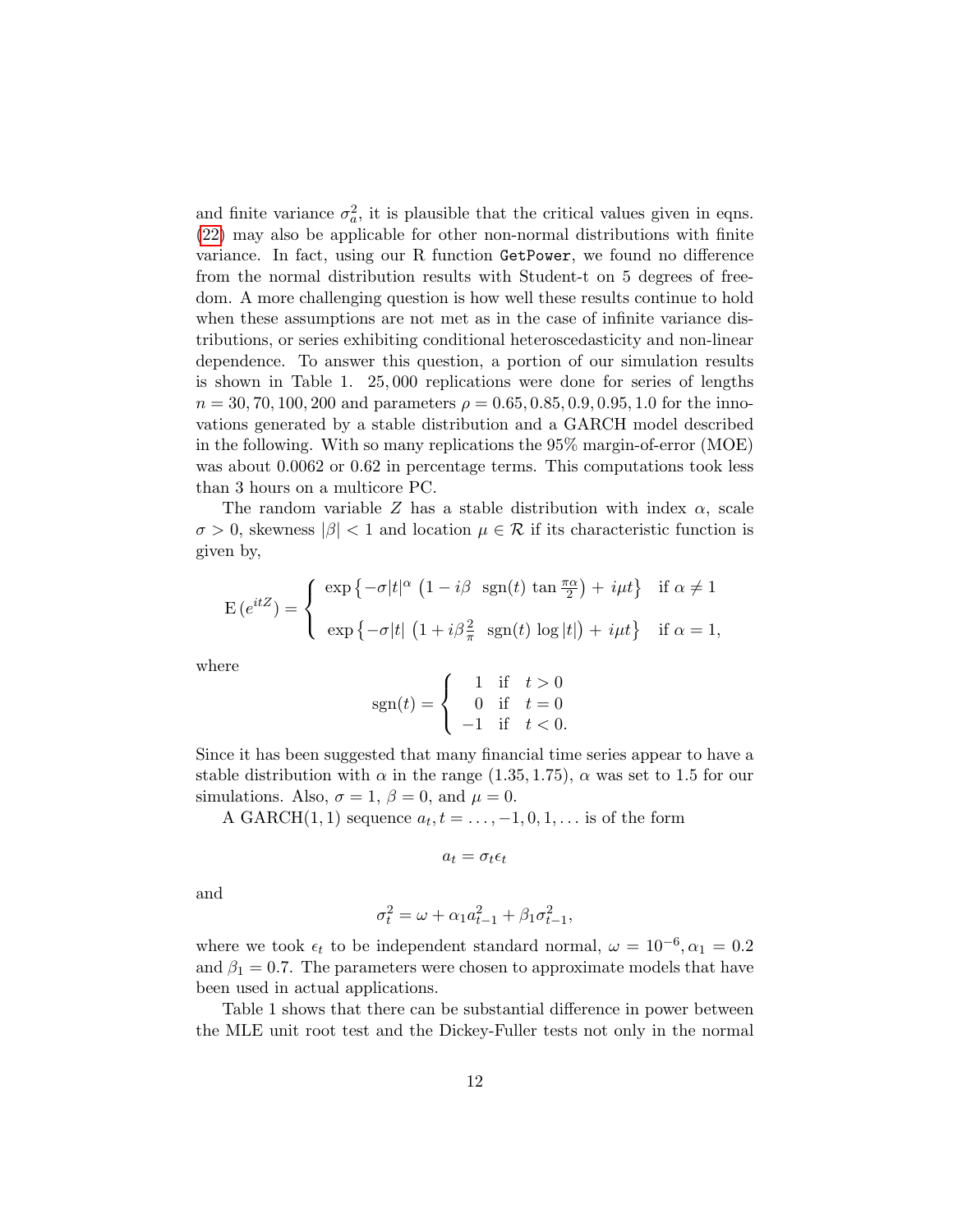and finite variance $\sigma_a^2$, it is plausible that the critical values given in eqns. (22) may also be applicable for other non-normal distributions with finite variance. In fact, using our R function `GetPower`, we found no difference from the normal distribution results with Student-t on 5 degrees of freedom. A more challenging question is how well these results continue to hold when these assumptions are not met as in the case of infinite variance distributions, or series exhibiting conditional heteroscedasticity and non-linear dependence. To answer this question, a portion of our simulation results is shown in Table 1. $25,000$ replications were done for series of lengths $n = 30, 70, 100, 200$ and parameters $\rho = 0.65, 0.85, 0.9, 0.95, 1.0$ for the innovations generated by a stable distribution and a GARCH model described in the following. With so many replications the 95% margin-of-error (MOE) was about 0.0062 or 0.62 in percentage terms. This computations took less than 3 hours on a multicore PC.

The random variable $Z$ has a stable distribution with index $\alpha$, scale $\sigma > 0$, skewness $|\beta| < 1$ and location $\mu \in \mathcal{R}$ if its characteristic function is given by,

$$\mathrm{E}\left(e^{itZ}\right) = \begin{cases} \exp\left\{-\sigma|t|^{\alpha}\left(1 - i\beta \ \ \mathrm{sgn}(t)\tan\frac{\pi\alpha}{2}\right) + i\mu t\right\} & \text{if } \alpha \neq 1 \\ \\ \exp\left\{-\sigma|t|\left(1 + i\beta\frac{2}{\pi} \ \ \mathrm{sgn}(t)\log|t|\right) + i\mu t\right\} & \text{if } \alpha = 1, \end{cases}$$

where

$$\mathrm{sgn}(t) = \begin{cases} 1 & \text{if} \quad t > 0 \\ 0 & \text{if} \quad t = 0 \\ -1 & \text{if} \quad t < 0. \end{cases}$$

Since it has been suggested that many financial time series appear to have a stable distribution with $\alpha$ in the range $(1.35, 1.75)$, $\alpha$ was set to 1.5 for our simulations. Also, $\sigma = 1$, $\beta = 0$, and $\mu = 0$.

A GARCH(1,1) sequence $a_t, t = \ldots, -1, 0, 1, \ldots$ is of the form

$$a_t = \sigma_t \epsilon_t$$

and

$$\sigma_t^2 = \omega + \alpha_1 a_{t-1}^2 + \beta_1 \sigma_{t-1}^2,$$

where we took $\epsilon_t$ to be independent standard normal, $\omega = 10^{-6}, \alpha_1 = 0.2$ and $\beta_1 = 0.7$. The parameters were chosen to approximate models that have been used in actual applications.

Table 1 shows that there can be substantial difference in power between the MLE unit root test and the Dickey-Fuller tests not only in the normal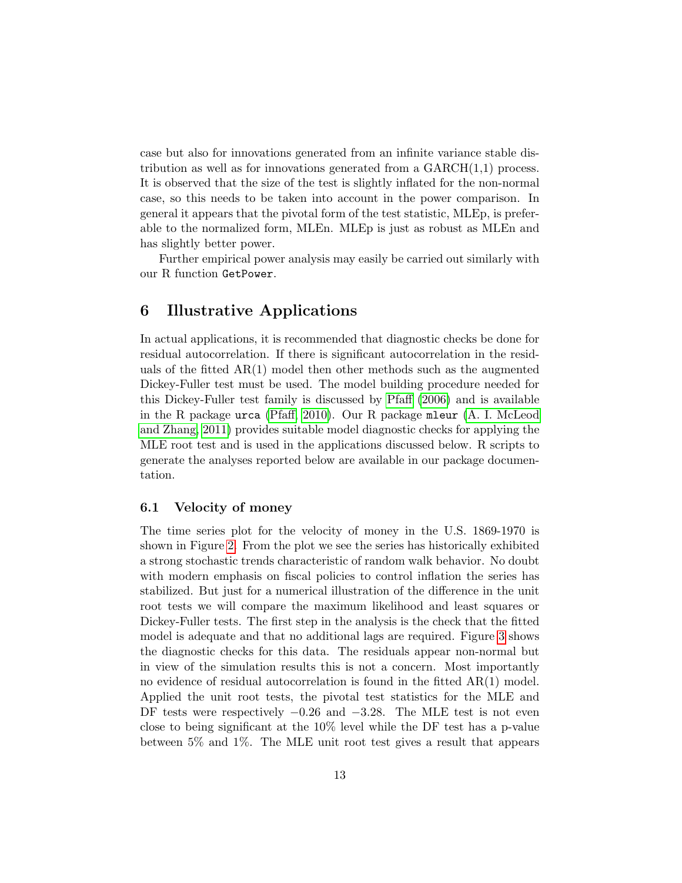case but also for innovations generated from an infinite variance stable distribution as well as for innovations generated from a GARCH(1,1) process. It is observed that the size of the test is slightly inflated for the non-normal case, so this needs to be taken into account in the power comparison. In general it appears that the pivotal form of the test statistic, MLEp, is preferable to the normalized form, MLEn. MLEp is just as robust as MLEn and has slightly better power.

Further empirical power analysis may easily be carried out similarly with our R function `GetPower`.

## 6 Illustrative Applications

In actual applications, it is recommended that diagnostic checks be done for residual autocorrelation. If there is significant autocorrelation in the residuals of the fitted AR(1) model then other methods such as the augmented Dickey-Fuller test must be used. The model building procedure needed for this Dickey-Fuller test family is discussed by Pfaff (2006) and is available in the R package `urca` (Pfaff, 2010). Our R package `mleur` (A. I. McLeod and Zhang, 2011) provides suitable model diagnostic checks for applying the MLE root test and is used in the applications discussed below. R scripts to generate the analyses reported below are available in our package documentation.

### 6.1 Velocity of money

The time series plot for the velocity of money in the U.S. 1869-1970 is shown in Figure 2. From the plot we see the series has historically exhibited a strong stochastic trends characteristic of random walk behavior. No doubt with modern emphasis on fiscal policies to control inflation the series has stabilized. But just for a numerical illustration of the difference in the unit root tests we will compare the maximum likelihood and least squares or Dickey-Fuller tests. The first step in the analysis is the check that the fitted model is adequate and that no additional lags are required. Figure 3 shows the diagnostic checks for this data. The residuals appear non-normal but in view of the simulation results this is not a concern. Most importantly no evidence of residual autocorrelation is found in the fitted AR(1) model. Applied the unit root tests, the pivotal test statistics for the MLE and DF tests were respectively $-0.26$ and $-3.28$. The MLE test is not even close to being significant at the 10% level while the DF test has a p-value between 5% and 1%. The MLE unit root test gives a result that appears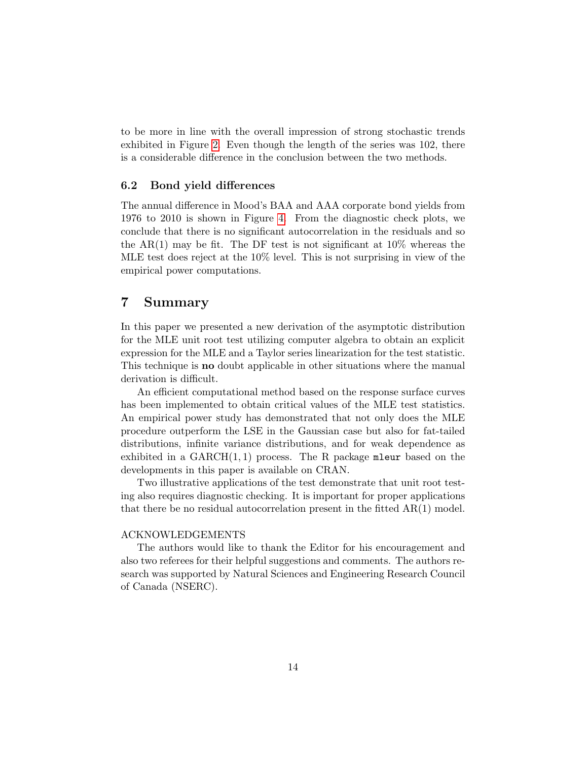to be more in line with the overall impression of strong stochastic trends exhibited in Figure 2. Even though the length of the series was 102, there is a considerable difference in the conclusion between the two methods.

### 6.2 Bond yield differences

The annual difference in Mood's BAA and AAA corporate bond yields from 1976 to 2010 is shown in Figure 4. From the diagnostic check plots, we conclude that there is no significant autocorrelation in the residuals and so the AR(1) may be fit. The DF test is not significant at 10% whereas the MLE test does reject at the 10% level. This is not surprising in view of the empirical power computations.

## 7 Summary

In this paper we presented a new derivation of the asymptotic distribution for the MLE unit root test utilizing computer algebra to obtain an explicit expression for the MLE and a Taylor series linearization for the test statistic. This technique is **no** doubt applicable in other situations where the manual derivation is difficult.

An efficient computational method based on the response surface curves has been implemented to obtain critical values of the MLE test statistics. An empirical power study has demonstrated that not only does the MLE procedure outperform the LSE in the Gaussian case but also for fat-tailed distributions, infinite variance distributions, and for weak dependence as exhibited in a GARCH$(1, 1)$ process. The R package `mleur` based on the developments in this paper is available on CRAN.

Two illustrative applications of the test demonstrate that unit root testing also requires diagnostic checking. It is important for proper applications that there be no residual autocorrelation present in the fitted AR(1) model.

ACKNOWLEDGEMENTS

The authors would like to thank the Editor for his encouragement and also two referees for their helpful suggestions and comments. The authors research was supported by Natural Sciences and Engineering Research Council of Canada (NSERC).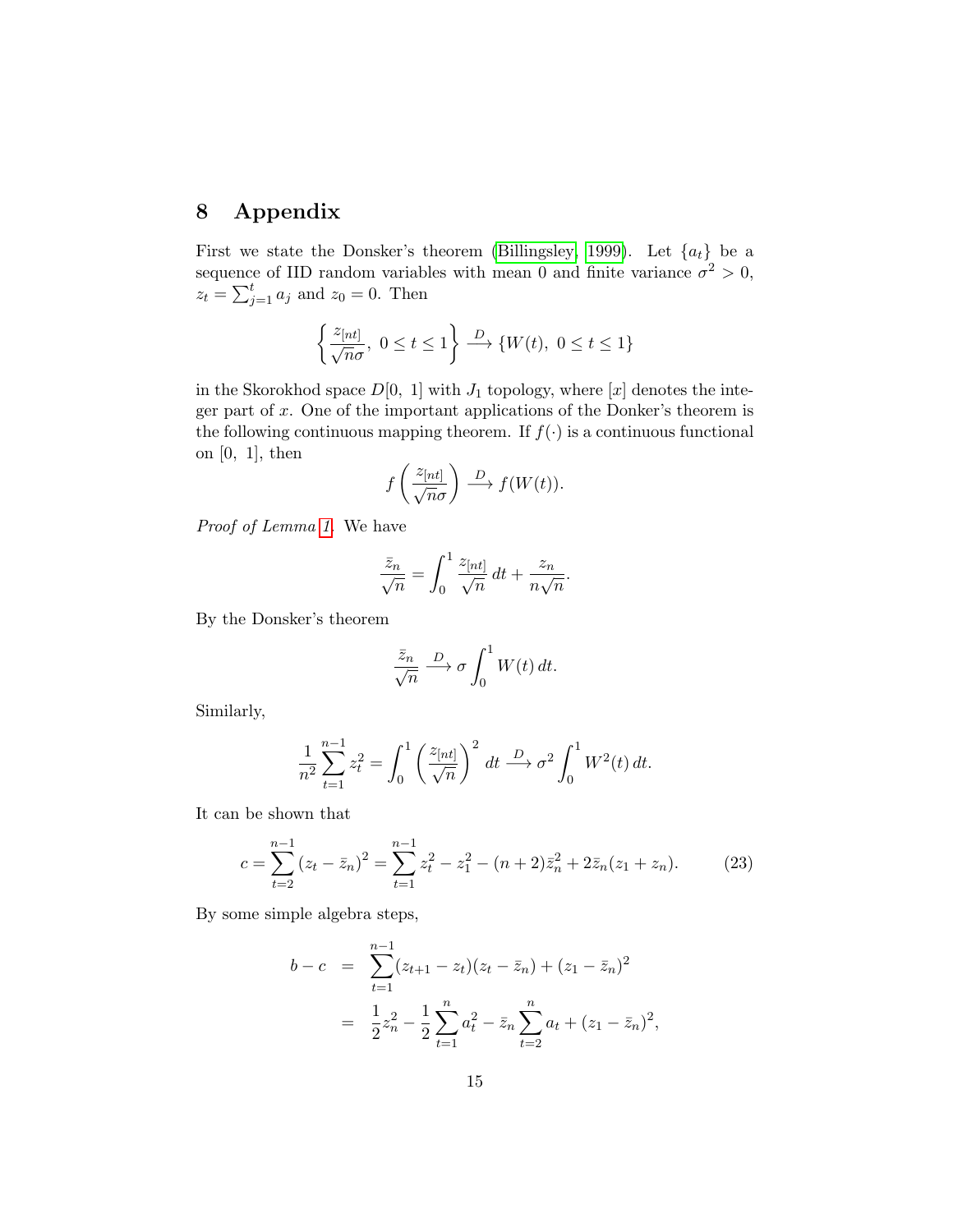# 8 Appendix

First we state the Donsker's theorem (Billingsley, 1999). Let $\{a_t\}$ be a sequence of IID random variables with mean 0 and finite variance $\sigma^2 > 0$, $z_t = \sum_{j=1}^{t} a_j$ and $z_0 = 0$. Then

$$\left\{ \frac{z_{[nt]}}{\sqrt{n}\sigma},\ 0 \leq t \leq 1 \right\} \xrightarrow{D} \{W(t),\ 0 \leq t \leq 1\}$$

in the Skorokhod space $D[0,\ 1]$ with $J_1$ topology, where $[x]$ denotes the integer part of $x$. One of the important applications of the Donker's theorem is the following continuous mapping theorem. If $f(\cdot)$ is a continuous functional on $[0,\ 1]$, then

$$f\left( \frac{z_{[nt]}}{\sqrt{n}\sigma} \right) \xrightarrow{D} f(W(t)).$$

*Proof of Lemma 1.* We have

$$\frac{\bar{z}_n}{\sqrt{n}} = \int_0^1 \frac{z_{[nt]}}{\sqrt{n}}\, dt + \frac{z_n}{n\sqrt{n}}.$$

By the Donsker's theorem

$$\frac{\bar{z}_n}{\sqrt{n}} \xrightarrow{D} \sigma \int_0^1 W(t)\, dt.$$

Similarly,

$$\frac{1}{n^2} \sum_{t=1}^{n-1} z_t^2 = \int_0^1 \left( \frac{z_{[nt]}}{\sqrt{n}} \right)^2 dt \xrightarrow{D} \sigma^2 \int_0^1 W^2(t)\, dt.$$

It can be shown that

$$c = \sum_{t=2}^{n-1} (z_t - \bar{z}_n)^2 = \sum_{t=1}^{n-1} z_t^2 - z_1^2 - (n+2)\bar{z}_n^2 + 2\bar{z}_n(z_1 + z_n). \tag{23}$$

By some simple algebra steps,

$$\begin{aligned} b - c &= \sum_{t=1}^{n-1} (z_{t+1} - z_t)(z_t - \bar{z}_n) + (z_1 - \bar{z}_n)^2 \\ &= \frac{1}{2} z_n^2 - \frac{1}{2} \sum_{t=1}^{n} a_t^2 - \bar{z}_n \sum_{t=2}^{n} a_t + (z_1 - \bar{z}_n)^2, \end{aligned}$$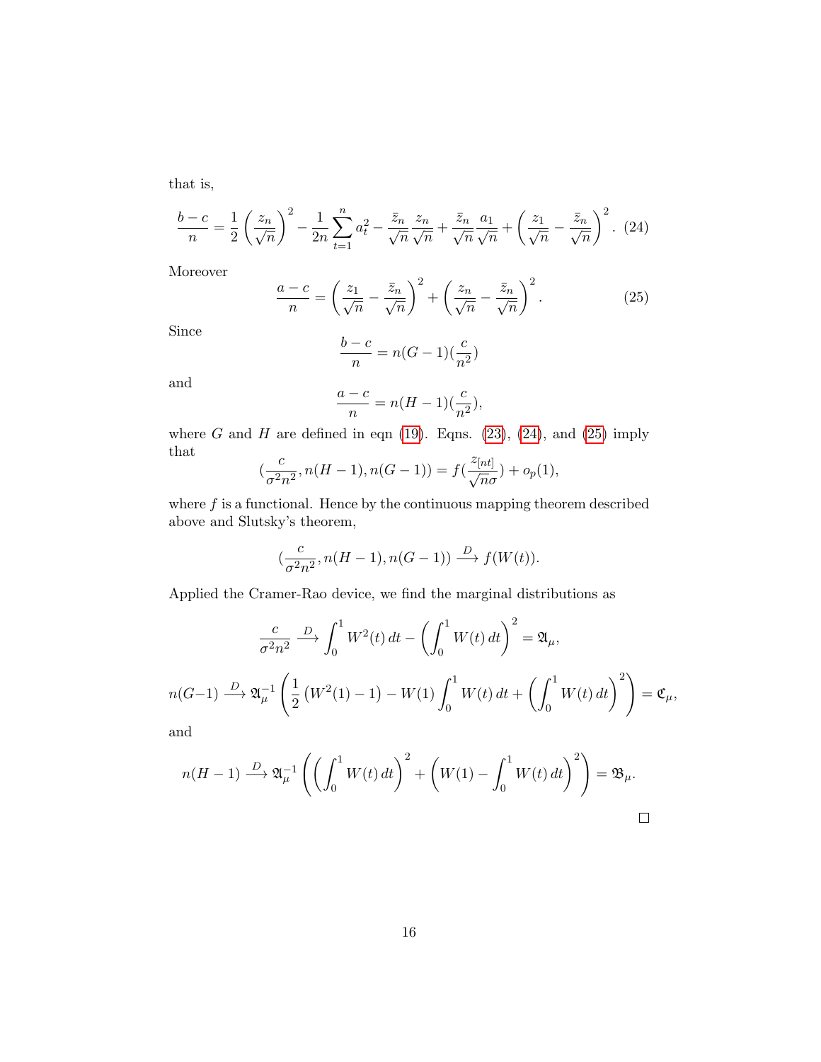that is,

$$\frac{b-c}{n} = \frac{1}{2}\left(\frac{z_n}{\sqrt{n}}\right)^2 - \frac{1}{2n}\sum_{t=1}^{n} a_t^2 - \frac{\bar{z}_n}{\sqrt{n}}\frac{z_n}{\sqrt{n}} + \frac{\bar{z}_n}{\sqrt{n}}\frac{a_1}{\sqrt{n}} + \left(\frac{z_1}{\sqrt{n}} - \frac{\bar{z}_n}{\sqrt{n}}\right)^2. \quad (24)$$

Moreover

$$\frac{a-c}{n} = \left(\frac{z_1}{\sqrt{n}} - \frac{\bar{z}_n}{\sqrt{n}}\right)^2 + \left(\frac{z_n}{\sqrt{n}} - \frac{\bar{z}_n}{\sqrt{n}}\right)^2. \quad (25)$$

Since

$$\frac{b-c}{n} = n(G-1)(\frac{c}{n^2})$$

and

$$\frac{a-c}{n} = n(H-1)(\frac{c}{n^2}),$$

where $G$ and $H$ are defined in eqn (19). Eqns. (23), (24), and (25) imply that

$$(\frac{c}{\sigma^2 n^2}, n(H-1), n(G-1)) = f(\frac{z_{[nt]}}{\sqrt{n}\sigma}) + o_p(1),$$

where $f$ is a functional. Hence by the continuous mapping theorem described above and Slutsky's theorem,

$$(\frac{c}{\sigma^2 n^2}, n(H-1), n(G-1)) \xrightarrow{D} f(W(t)).$$

Applied the Cramer-Rao device, we find the marginal distributions as

$$\frac{c}{\sigma^2 n^2} \xrightarrow{D} \int_0^1 W^2(t)\,dt - \left(\int_0^1 W(t)\,dt\right)^2 = \mathfrak{A}_\mu,$$

$$n(G-1) \xrightarrow{D} \mathfrak{A}_\mu^{-1}\left(\frac{1}{2}\left(W^2(1)-1\right) - W(1)\int_0^1 W(t)\,dt + \left(\int_0^1 W(t)\,dt\right)^2\right) = \mathfrak{C}_\mu,$$

and

$$n(H-1) \xrightarrow{D} \mathfrak{A}_\mu^{-1}\left(\left(\int_0^1 W(t)\,dt\right)^2 + \left(W(1) - \int_0^1 W(t)\,dt\right)^2\right) = \mathfrak{B}_\mu.$$

□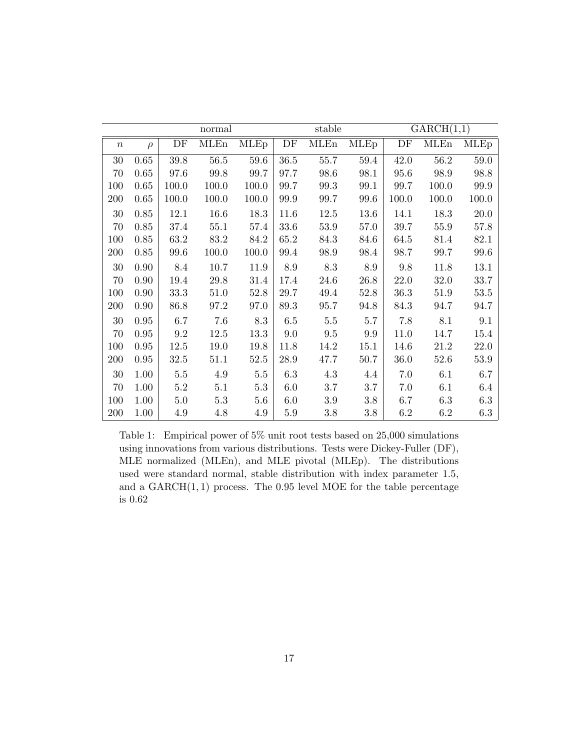| | | normal | | | stable | | | GARCH(1,1) | | |
|---|---|---|---|---|---|---|---|---|---|---|
| $n$ | $\rho$ | DF | MLEn | MLEp | DF | MLEn | MLEp | DF | MLEn | MLEp |
| 30 | 0.65 | 39.8 | 56.5 | 59.6 | 36.5 | 55.7 | 59.4 | 42.0 | 56.2 | 59.0 |
| 70 | 0.65 | 97.6 | 99.8 | 99.7 | 97.7 | 98.6 | 98.1 | 95.6 | 98.9 | 98.8 |
| 100 | 0.65 | 100.0 | 100.0 | 100.0 | 99.7 | 99.3 | 99.1 | 99.7 | 100.0 | 99.9 |
| 200 | 0.65 | 100.0 | 100.0 | 100.0 | 99.9 | 99.7 | 99.6 | 100.0 | 100.0 | 100.0 |
| 30 | 0.85 | 12.1 | 16.6 | 18.3 | 11.6 | 12.5 | 13.6 | 14.1 | 18.3 | 20.0 |
| 70 | 0.85 | 37.4 | 55.1 | 57.4 | 33.6 | 53.9 | 57.0 | 39.7 | 55.9 | 57.8 |
| 100 | 0.85 | 63.2 | 83.2 | 84.2 | 65.2 | 84.3 | 84.6 | 64.5 | 81.4 | 82.1 |
| 200 | 0.85 | 99.6 | 100.0 | 100.0 | 99.4 | 98.9 | 98.4 | 98.7 | 99.7 | 99.6 |
| 30 | 0.90 | 8.4 | 10.7 | 11.9 | 8.9 | 8.3 | 8.9 | 9.8 | 11.8 | 13.1 |
| 70 | 0.90 | 19.4 | 29.8 | 31.4 | 17.4 | 24.6 | 26.8 | 22.0 | 32.0 | 33.7 |
| 100 | 0.90 | 33.3 | 51.0 | 52.8 | 29.7 | 49.4 | 52.8 | 36.3 | 51.9 | 53.5 |
| 200 | 0.90 | 86.8 | 97.2 | 97.0 | 89.3 | 95.7 | 94.8 | 84.3 | 94.7 | 94.7 |
| 30 | 0.95 | 6.7 | 7.6 | 8.3 | 6.5 | 5.5 | 5.7 | 7.8 | 8.1 | 9.1 |
| 70 | 0.95 | 9.2 | 12.5 | 13.3 | 9.0 | 9.5 | 9.9 | 11.0 | 14.7 | 15.4 |
| 100 | 0.95 | 12.5 | 19.0 | 19.8 | 11.8 | 14.2 | 15.1 | 14.6 | 21.2 | 22.0 |
| 200 | 0.95 | 32.5 | 51.1 | 52.5 | 28.9 | 47.7 | 50.7 | 36.0 | 52.6 | 53.9 |
| 30 | 1.00 | 5.5 | 4.9 | 5.5 | 6.3 | 4.3 | 4.4 | 7.0 | 6.1 | 6.7 |
| 70 | 1.00 | 5.2 | 5.1 | 5.3 | 6.0 | 3.7 | 3.7 | 7.0 | 6.1 | 6.4 |
| 100 | 1.00 | 5.0 | 5.3 | 5.6 | 6.0 | 3.9 | 3.8 | 6.7 | 6.3 | 6.3 |
| 200 | 1.00 | 4.9 | 4.8 | 4.9 | 5.9 | 3.8 | 3.8 | 6.2 | 6.2 | 6.3 |

Table 1: Empirical power of 5% unit root tests based on 25,000 simulations using innovations from various distributions. Tests were Dickey-Fuller (DF), MLE normalized (MLEn), and MLE pivotal (MLEp). The distributions used were standard normal, stable distribution with index parameter 1.5, and a GARCH$(1,1)$ process. The 0.95 level MOE for the table percentage is 0.62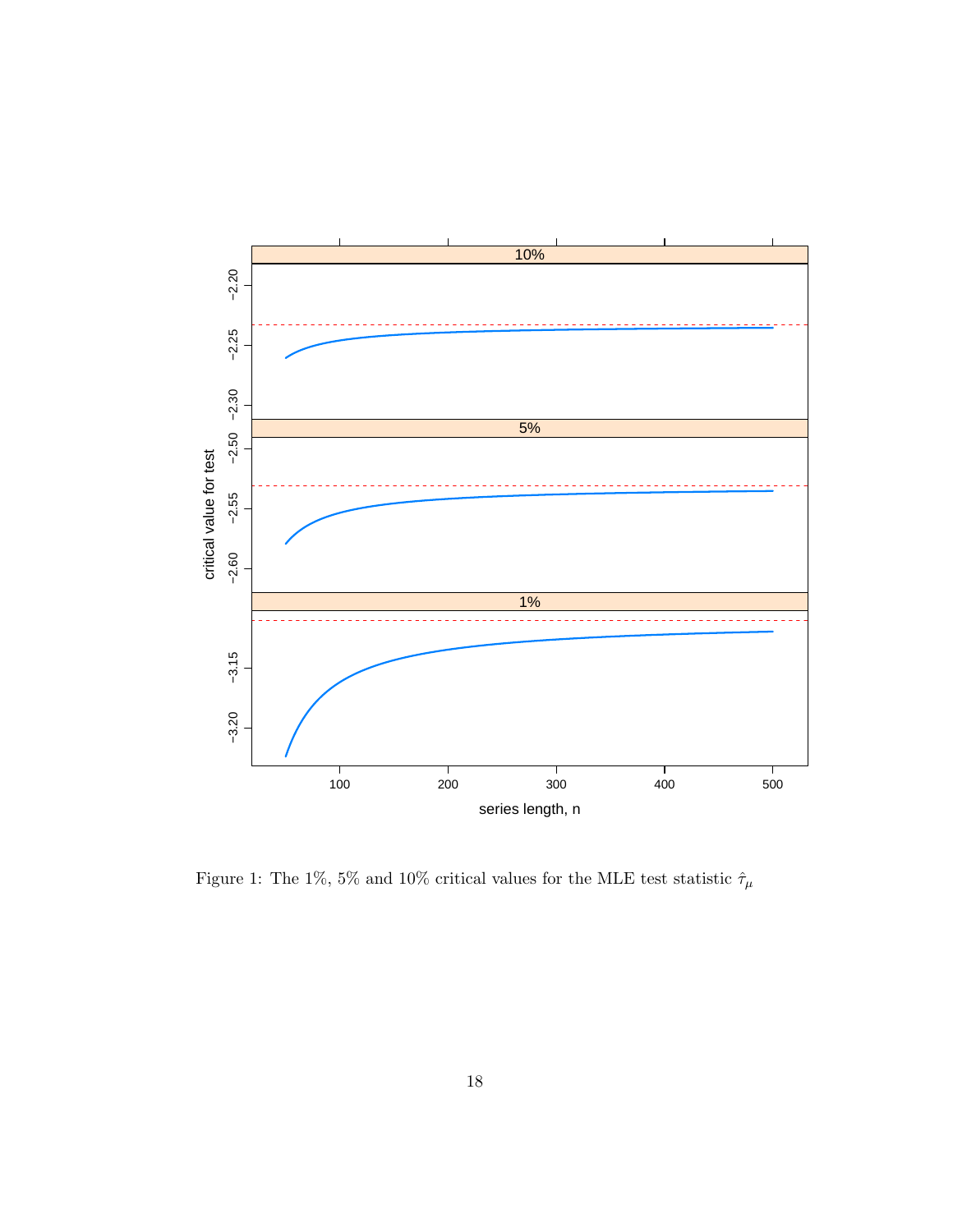Figure 1: The 1%, 5% and 10% critical values for the MLE test statistic $\hat{\tau}_\mu$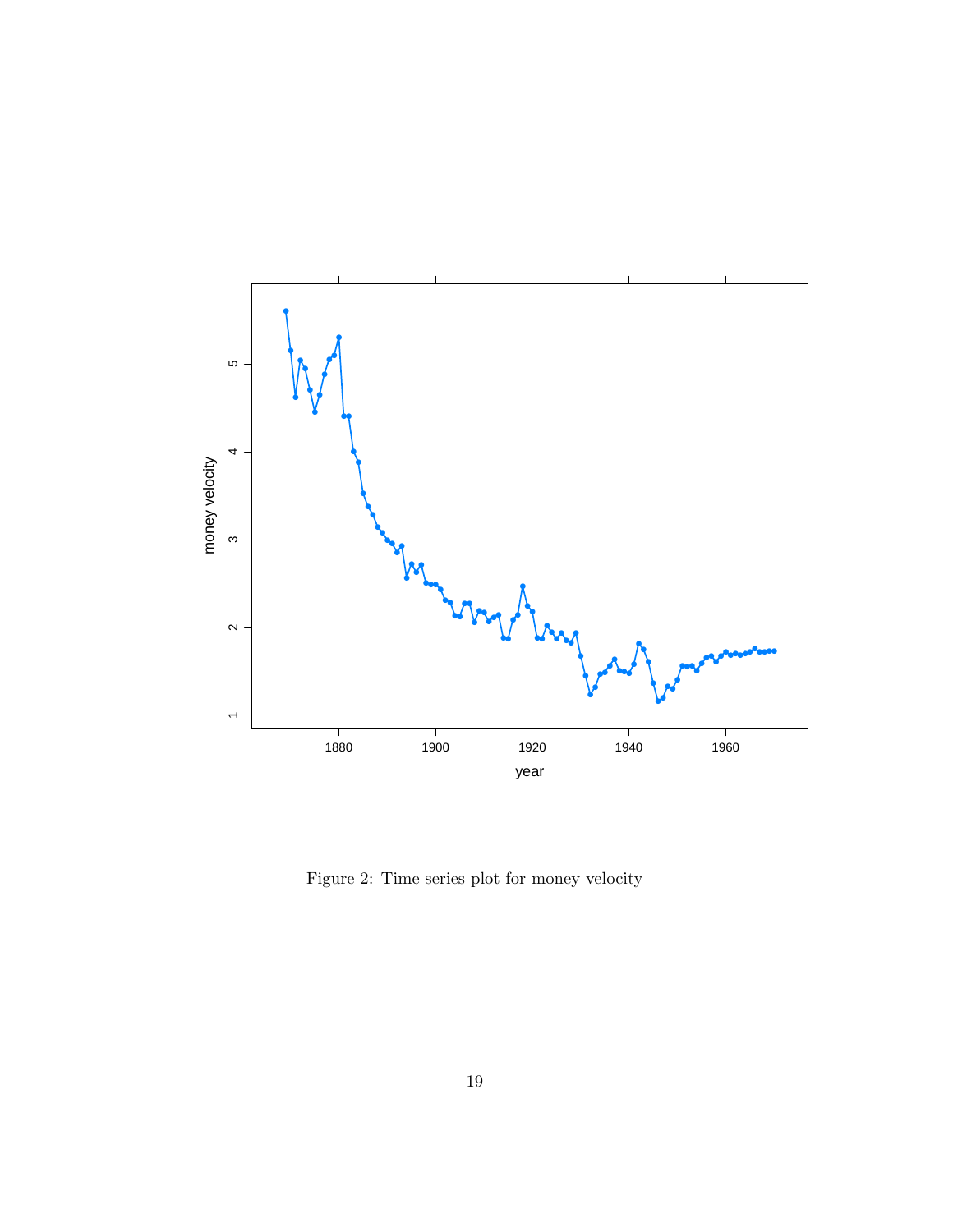Figure 2: Time series plot for money velocity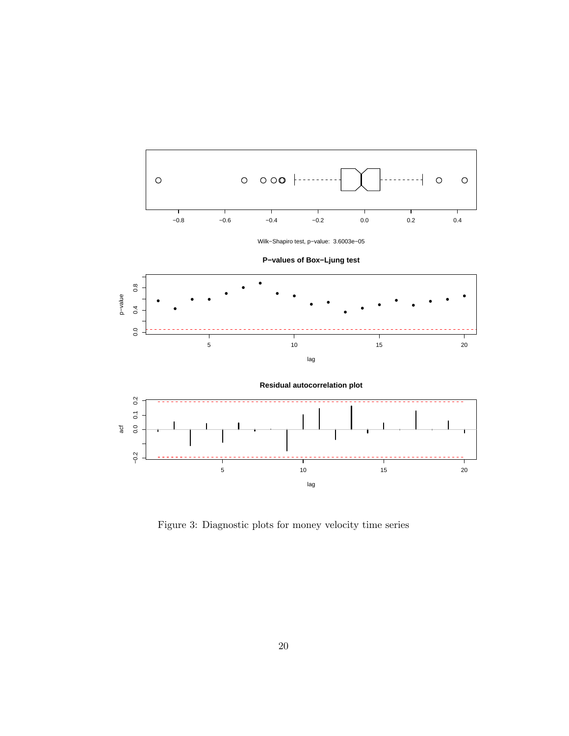Wilk−Shapiro test, p−value: 3.6003e−05

**P−values of Box−Ljung test**

**Residual autocorrelation plot**

Figure 3: Diagnostic plots for money velocity time series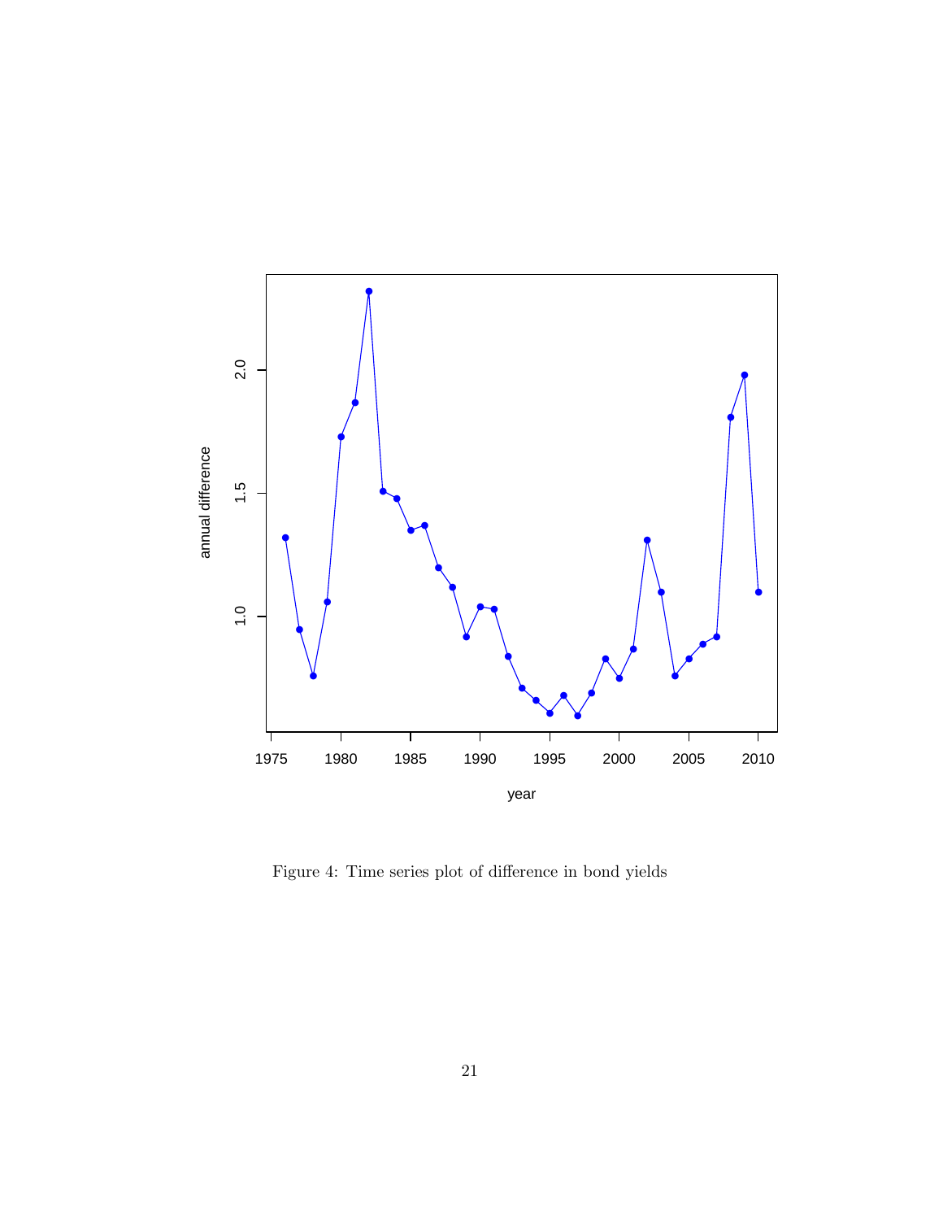Figure 4: Time series plot of difference in bond yields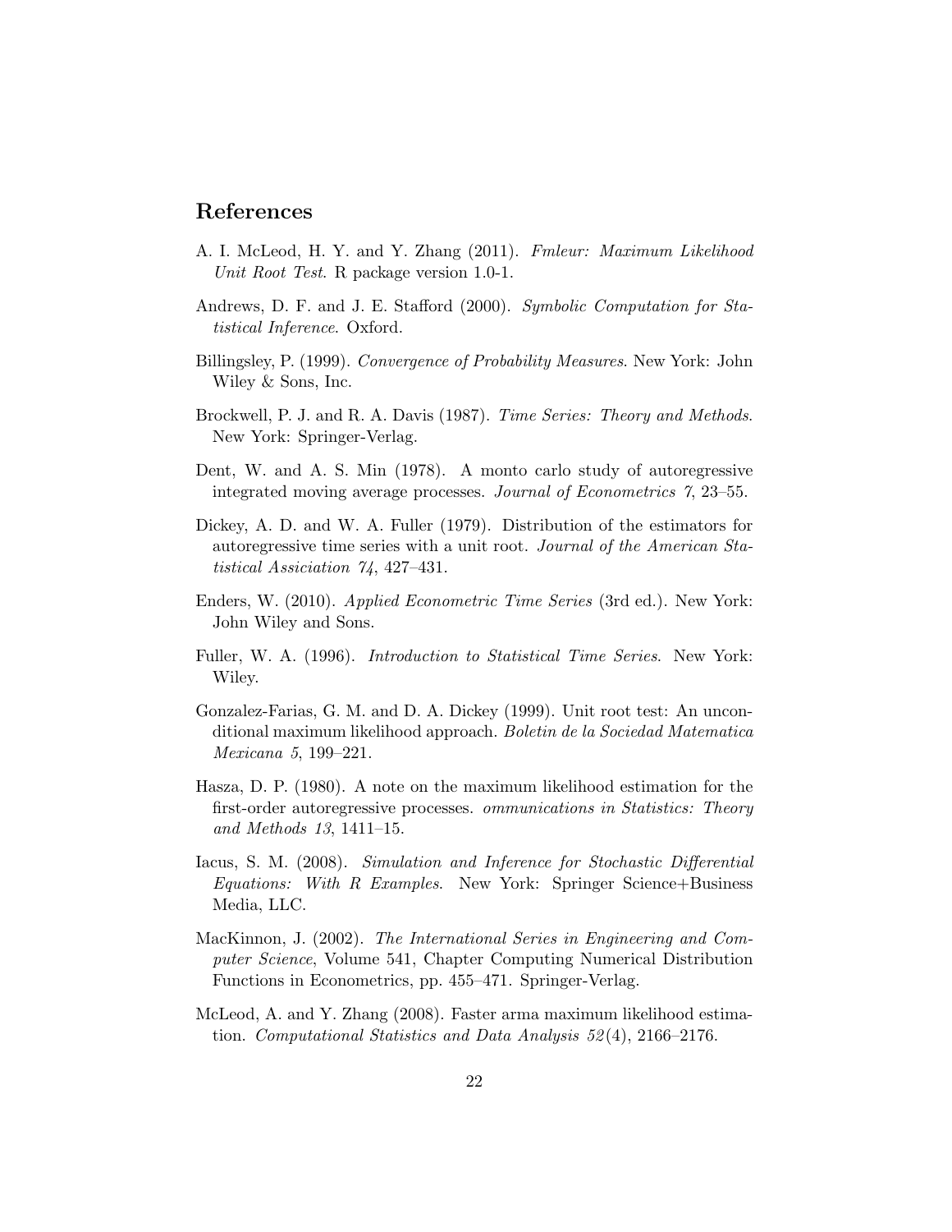## References

A. I. McLeod, H. Y. and Y. Zhang (2011). *Fmleur: Maximum Likelihood Unit Root Test*. R package version 1.0-1.

Andrews, D. F. and J. E. Stafford (2000). *Symbolic Computation for Statistical Inference*. Oxford.

Billingsley, P. (1999). *Convergence of Probability Measures*. New York: John Wiley & Sons, Inc.

Brockwell, P. J. and R. A. Davis (1987). *Time Series: Theory and Methods*. New York: Springer-Verlag.

Dent, W. and A. S. Min (1978). A monto carlo study of autoregressive integrated moving average processes. *Journal of Econometrics 7*, 23–55.

Dickey, A. D. and W. A. Fuller (1979). Distribution of the estimators for autoregressive time series with a unit root. *Journal of the American Statistical Assiciation 74*, 427–431.

Enders, W. (2010). *Applied Econometric Time Series* (3rd ed.). New York: John Wiley and Sons.

Fuller, W. A. (1996). *Introduction to Statistical Time Series*. New York: Wiley.

Gonzalez-Farias, G. M. and D. A. Dickey (1999). Unit root test: An unconditional maximum likelihood approach. *Boletin de la Sociedad Matematica Mexicana 5*, 199–221.

Hasza, D. P. (1980). A note on the maximum likelihood estimation for the first-order autoregressive processes. *ommunications in Statistics: Theory and Methods 13*, 1411–15.

Iacus, S. M. (2008). *Simulation and Inference for Stochastic Differential Equations: With R Examples*. New York: Springer Science+Business Media, LLC.

MacKinnon, J. (2002). *The International Series in Engineering and Computer Science*, Volume 541, Chapter Computing Numerical Distribution Functions in Econometrics, pp. 455–471. Springer-Verlag.

McLeod, A. and Y. Zhang (2008). Faster arma maximum likelihood estimation. *Computational Statistics and Data Analysis 52*(4), 2166–2176.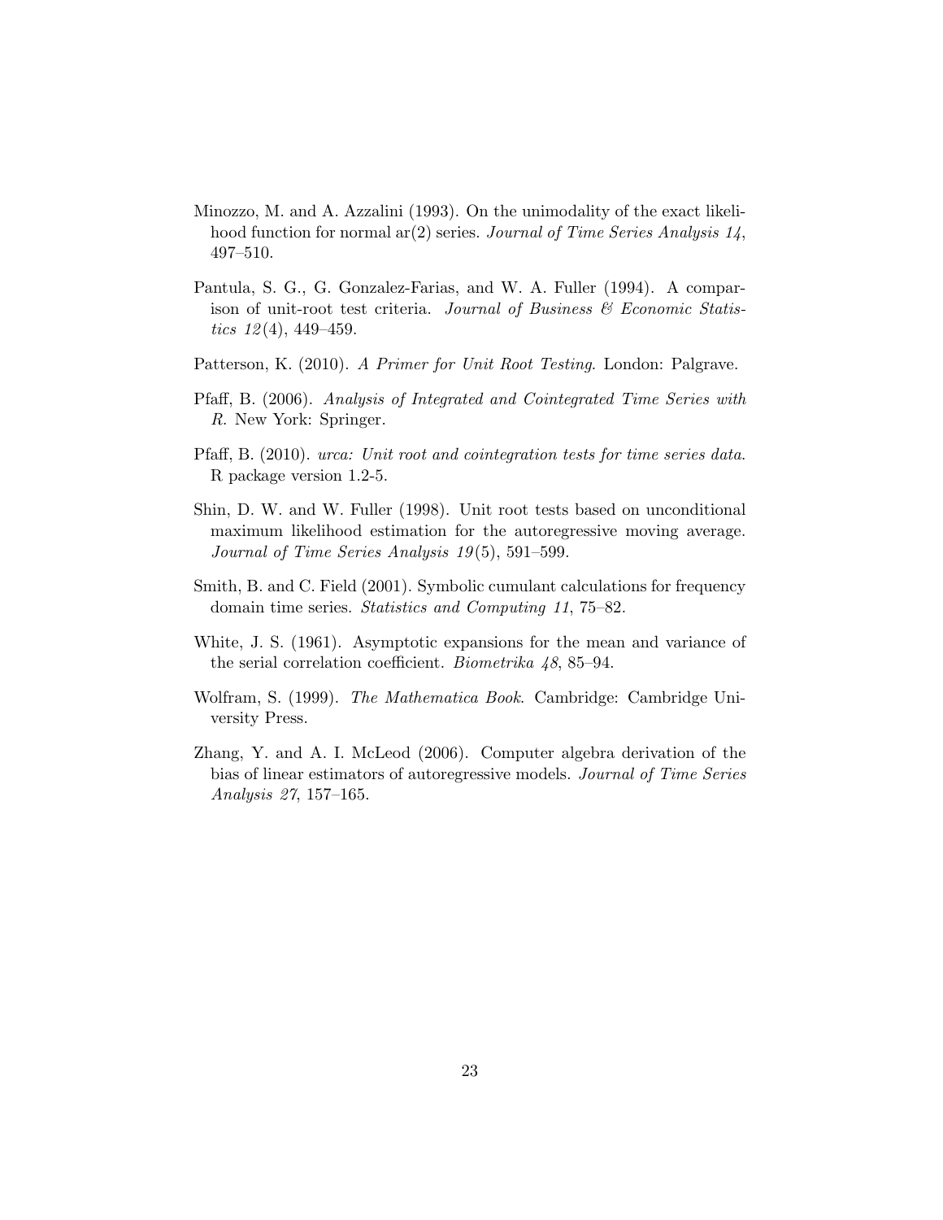Minozzo, M. and A. Azzalini (1993). On the unimodality of the exact likelihood function for normal ar(2) series. *Journal of Time Series Analysis 14*, 497–510.

Pantula, S. G., G. Gonzalez-Farias, and W. A. Fuller (1994). A comparison of unit-root test criteria. *Journal of Business & Economic Statistics 12*(4), 449–459.

Patterson, K. (2010). *A Primer for Unit Root Testing*. London: Palgrave.

Pfaff, B. (2006). *Analysis of Integrated and Cointegrated Time Series with R*. New York: Springer.

Pfaff, B. (2010). *urca: Unit root and cointegration tests for time series data*. R package version 1.2-5.

Shin, D. W. and W. Fuller (1998). Unit root tests based on unconditional maximum likelihood estimation for the autoregressive moving average. *Journal of Time Series Analysis 19*(5), 591–599.

Smith, B. and C. Field (2001). Symbolic cumulant calculations for frequency domain time series. *Statistics and Computing 11*, 75–82.

White, J. S. (1961). Asymptotic expansions for the mean and variance of the serial correlation coefficient. *Biometrika 48*, 85–94.

Wolfram, S. (1999). *The Mathematica Book*. Cambridge: Cambridge University Press.

Zhang, Y. and A. I. McLeod (2006). Computer algebra derivation of the bias of linear estimators of autoregressive models. *Journal of Time Series Analysis 27*, 157–165.